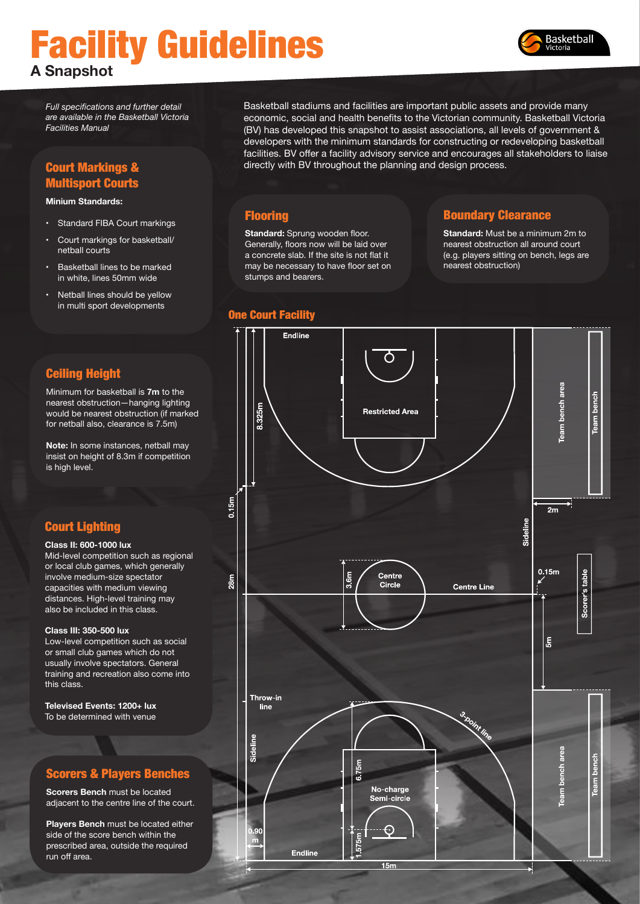# Facility Guidelines

## A Snapshot

Basketball Victoria

*Full specifications and further detail are available in the Basketball Victoria Facilities Manual*

Basketball stadiums and facilities are important public assets and provide many economic, social and health benefits to the Victorian community. Basketball Victoria (BV) has developed this snapshot to assist associations, all levels of government & developers with the minimum standards for constructing or redeveloping basketball facilities. BV offer a facility advisory service and encourages all stakeholders to liaise directly with BV throughout the planning and design process.

### Court Markings & Multisport Courts

**Minium Standards:**

- Standard FIBA Court markings
- Court markings for basketball/ netball courts
- Basketball lines to be marked in white, lines 50mm wide
- Netball lines should be yellow in multi sport developments

### Ceiling Height

Minimum for basketball is **7m** to the nearest obstruction—hanging lighting would be nearest obstruction (if marked for netball also, clearance is 7.5m)

**Note:** In some instances, netball may insist on height of 8.3m if competition is high level.

### Court Lighting

**Class II: 600-1000 lux**
Mid-level competition such as regional or local club games, which generally involve medium-size spectator capacities with medium viewing distances. High-level training may also be included in this class.

**Class III: 350-500 lux**
Low-level competition such as social or small club games which do not usually involve spectators. General training and recreation also come into this class.

**Televised Events: 1200+ lux**
To be determined with venue

### Scorers & Players Benches

**Scorers Bench** must be located adjacent to the centre line of the court.

**Players Bench** must be located either side of the score bench within the prescribed area, outside the required run off area.

### Flooring

**Standard:** Sprung wooden floor. Generally, floors now will be laid over a concrete slab. If the site is not flat it may be necessary to have floor set on stumps and bearers.

### Boundary Clearance

**Standard:** Must be a minimum 2m to nearest obstruction all around court (e.g. players sitting on bench, legs are nearest obstruction)

### One Court Facility

Endline, Restricted Area, 8.325m, 0.15m, Team bench area, Team bench, 2m, Sideline, 28m, 3.6m, Centre Circle, Centre Line, 0.15m, Scorer's table, 5m, Throw-in line, 3-point line, Sideline, 6.75m, No-charge Semi-circle, 0.90 m, 1.575m, Endline, 15m, Team bench area, Team bench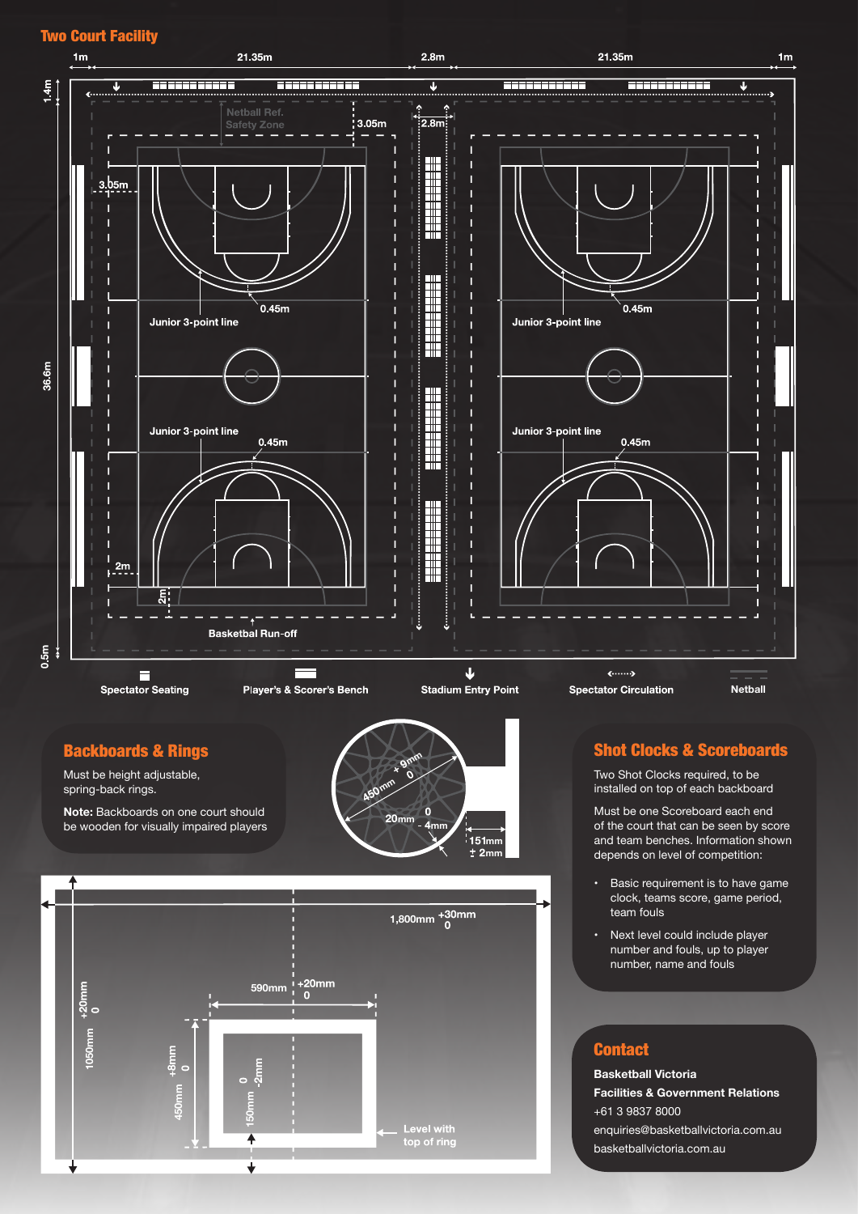## Two Court Facility

1m
21.35m
2.8m
21.35m
1m
1.4m
Netball Ref. Safety Zone
3.05m
2.8m
3.05m
36.6m
0.45m
Junior 3-point line
Junior 3-point line
0.45m
Junior 3-point line
0.45m
Junior 3-point line
0.45m
2m
2m
Basketbal Run-off
0.5m

Spectator Seating
Player's & Scorer's Bench
Stadium Entry Point
Spectator Circulation
Netball

## Backboards & Rings

Must be height adjustable, spring-back rings.

**Note:** Backboards on one court should be wooden for visually impaired players

450mm + 9mm 0
20mm 0 - 4mm
151mm ± 2mm

1,800mm +30mm 0
1050mm +20mm 0
590mm +20mm 0
450mm +8mm 0
150mm 0 -2mm
Level with top of ring

## Shot Clocks & Scoreboards

Two Shot Clocks required, to be installed on top of each backboard

Must be one Scoreboard each end of the court that can be seen by score and team benches. Information shown depends on level of competition:

- Basic requirement is to have game clock, teams score, game period, team fouls
- Next level could include player number and fouls, up to player number, name and fouls

## Contact

**Basketball Victoria**
**Facilities & Government Relations**
+61 3 9837 8000
enquiries@basketballvictoria.com.au
basketballvictoria.com.au